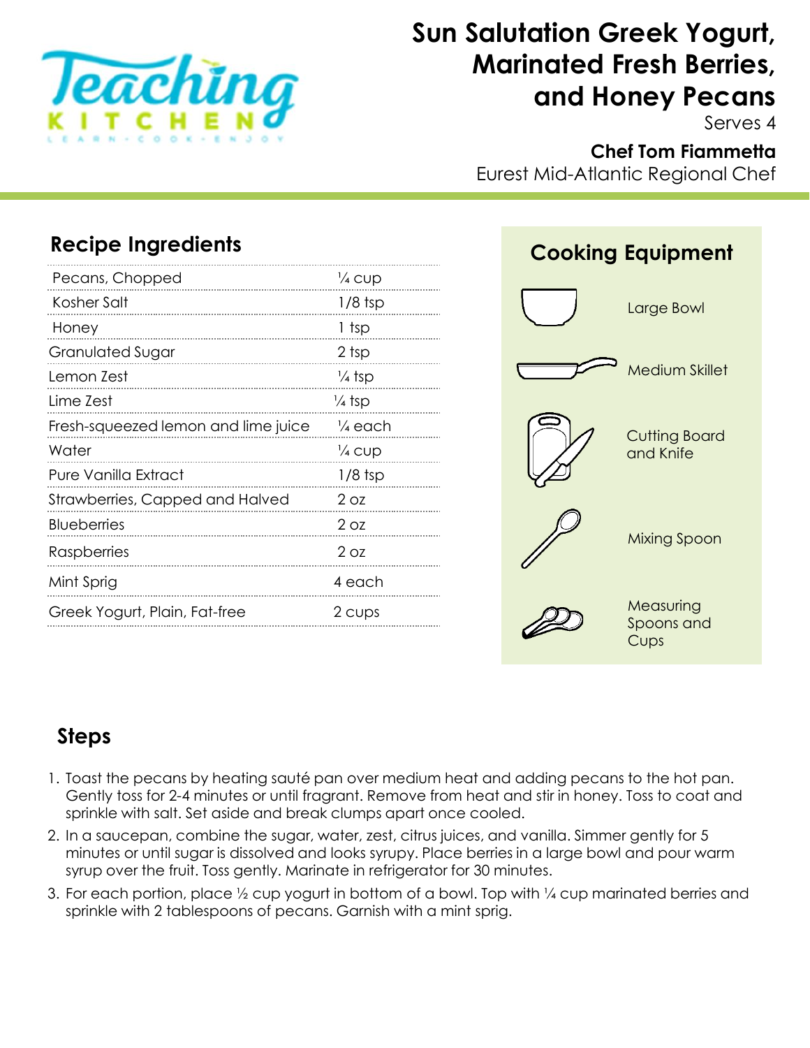# Sun Salutation Greek Yogurt, Marinated Fresh Berries, and Honey Pecans

Serves 4

**Chef Tom Fiammetta**
Eurest Mid-Atlantic Regional Chef

## Recipe Ingredients

| Ingredient | Amount |
| --- | --- |
| Pecans, Chopped | ¼ cup |
| Kosher Salt | 1/8 tsp |
| Honey | 1 tsp |
| Granulated Sugar | 2 tsp |
| Lemon Zest | ¼ tsp |
| Lime Zest | ¼ tsp |
| Fresh-squeezed lemon and lime juice | ¼ each |
| Water | ¼ cup |
| Pure Vanilla Extract | 1/8 tsp |
| Strawberries, Capped and Halved | 2 oz |
| Blueberries | 2 oz |
| Raspberries | 2 oz |
| Mint Sprig | 4 each |
| Greek Yogurt, Plain, Fat-free | 2 cups |

## Cooking Equipment

- Large Bowl
- Medium Skillet
- Cutting Board and Knife
- Mixing Spoon
- Measuring Spoons and Cups

## Steps

1. Toast the pecans by heating sauté pan over medium heat and adding pecans to the hot pan. Gently toss for 2-4 minutes or until fragrant. Remove from heat and stir in honey. Toss to coat and sprinkle with salt. Set aside and break clumps apart once cooled.
2. In a saucepan, combine the sugar, water, zest, citrus juices, and vanilla. Simmer gently for 5 minutes or until sugar is dissolved and looks syrupy. Place berries in a large bowl and pour warm syrup over the fruit. Toss gently. Marinate in refrigerator for 30 minutes.
3. For each portion, place ½ cup yogurt in bottom of a bowl. Top with ¼ cup marinated berries and sprinkle with 2 tablespoons of pecans. Garnish with a mint sprig.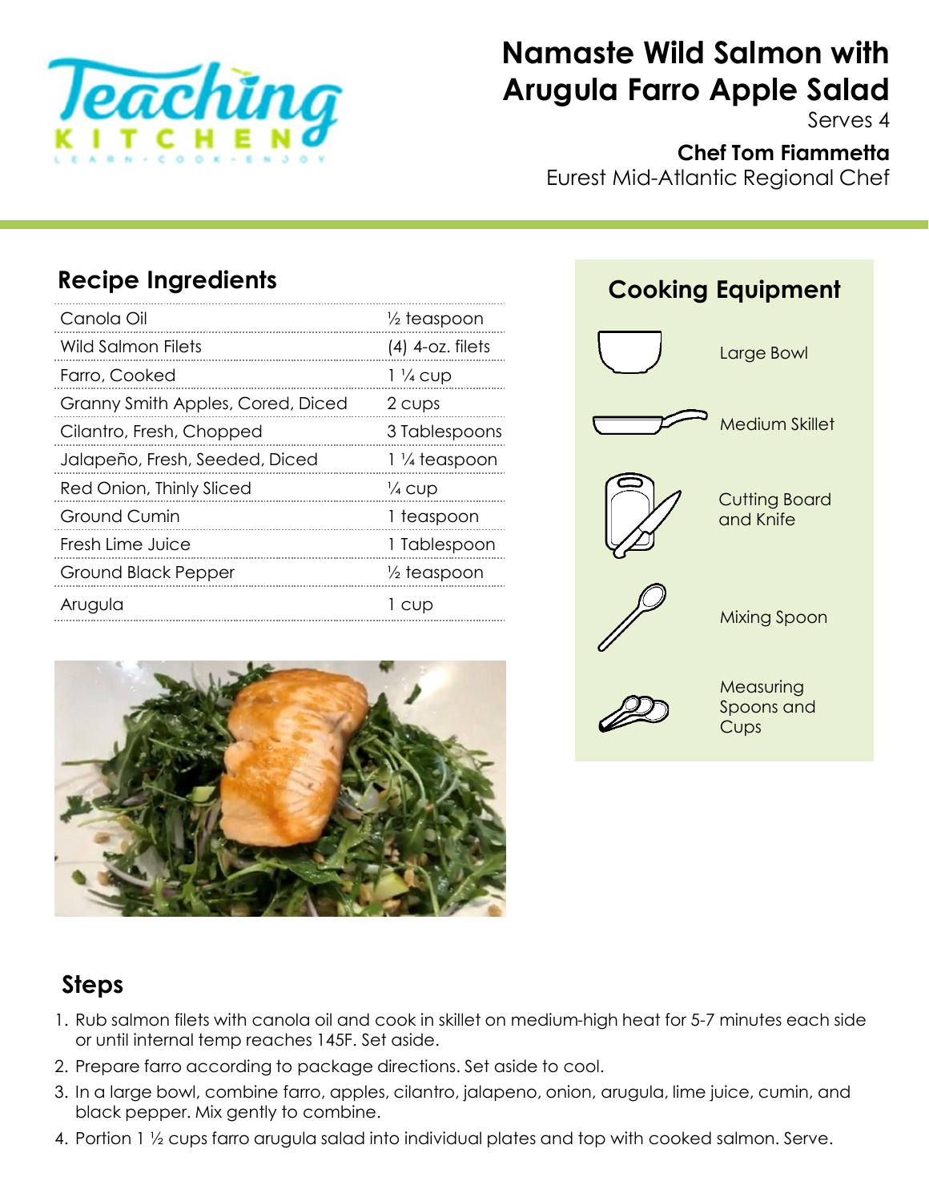# Namaste Wild Salmon with Arugula Farro Apple Salad

Serves 4

**Chef Tom Fiammetta**
Eurest Mid-Atlantic Regional Chef

## Recipe Ingredients

| | |
|---|---|
| Canola Oil | ½ teaspoon |
| Wild Salmon Filets | (4) 4-oz. filets |
| Farro, Cooked | 1 ¼ cup |
| Granny Smith Apples, Cored, Diced | 2 cups |
| Cilantro, Fresh, Chopped | 3 Tablespoons |
| Jalapeño, Fresh, Seeded, Diced | 1 ¼ teaspoon |
| Red Onion, Thinly Sliced | ¼ cup |
| Ground Cumin | 1 teaspoon |
| Fresh Lime Juice | 1 Tablespoon |
| Ground Black Pepper | ½ teaspoon |
| Arugula | 1 cup |

## Cooking Equipment

- Large Bowl
- Medium Skillet
- Cutting Board and Knife
- Mixing Spoon
- Measuring Spoons and Cups

## Steps

1. Rub salmon filets with canola oil and cook in skillet on medium-high heat for 5-7 minutes each side or until internal temp reaches 145F. Set aside.
2. Prepare farro according to package directions. Set aside to cool.
3. In a large bowl, combine farro, apples, cilantro, jalapeno, onion, arugula, lime juice, cumin, and black pepper. Mix gently to combine.
4. Portion 1 ½ cups farro arugula salad into individual plates and top with cooked salmon. Serve.